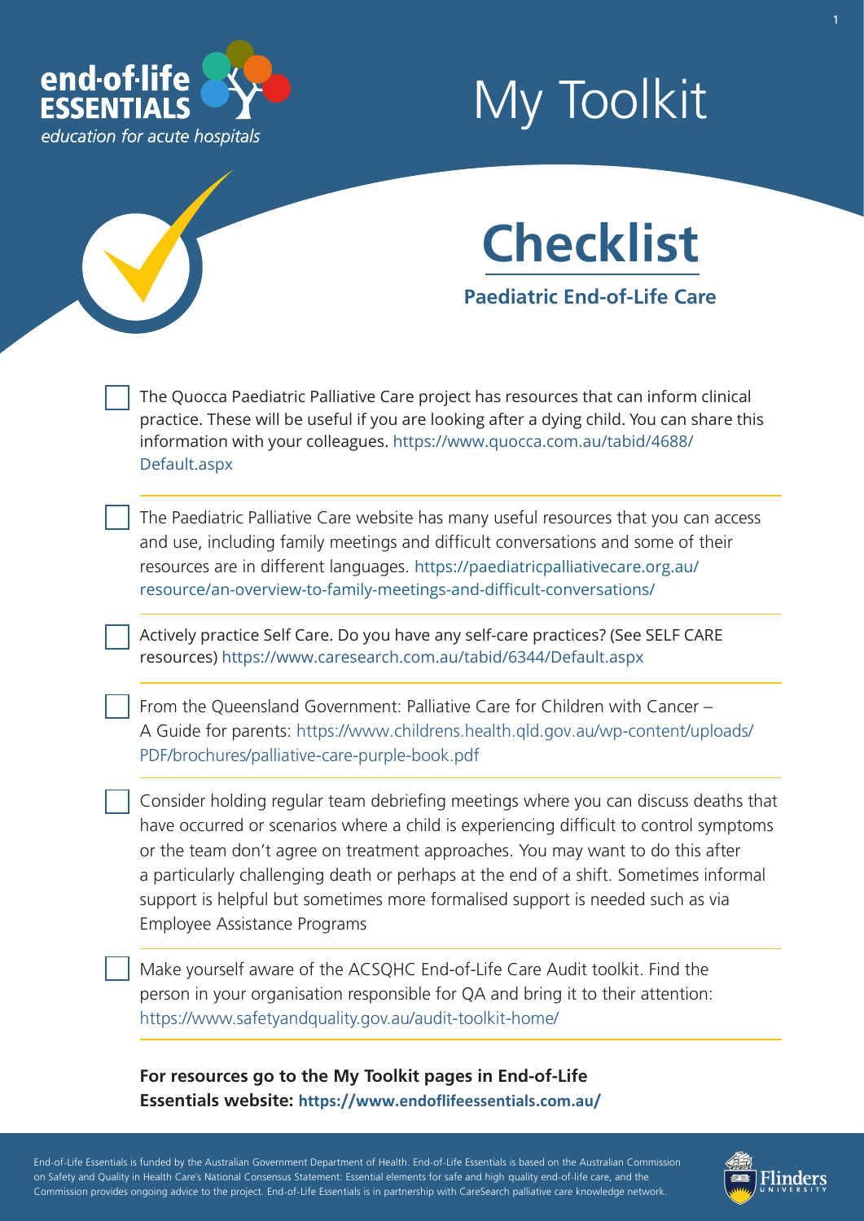end-of-life ESSENTIALS
*education for acute hospitals*

# My Toolkit

## Checklist

### Paediatric End-of-Life Care

- [ ] The Quocca Paediatric Palliative Care project has resources that can inform clinical practice. These will be useful if you are looking after a dying child. You can share this information with your colleagues. https://www.quocca.com.au/tabid/4688/Default.aspx

- [ ] The Paediatric Palliative Care website has many useful resources that you can access and use, including family meetings and difficult conversations and some of their resources are in different languages. https://paediatricpalliativecare.org.au/resource/an-overview-to-family-meetings-and-difficult-conversations/

- [ ] Actively practice Self Care. Do you have any self-care practices? (See SELF CARE resources) https://www.caresearch.com.au/tabid/6344/Default.aspx

- [ ] From the Queensland Government: Palliative Care for Children with Cancer – A Guide for parents: https://www.childrens.health.qld.gov.au/wp-content/uploads/PDF/brochures/palliative-care-purple-book.pdf

- [ ] Consider holding regular team debriefing meetings where you can discuss deaths that have occurred or scenarios where a child is experiencing difficult to control symptoms or the team don't agree on treatment approaches. You may want to do this after a particularly challenging death or perhaps at the end of a shift. Sometimes informal support is helpful but sometimes more formalised support is needed such as via Employee Assistance Programs

- [ ] Make yourself aware of the ACSQHC End-of-Life Care Audit toolkit. Find the person in your organisation responsible for QA and bring it to their attention: https://www.safetyandquality.gov.au/audit-toolkit-home/

**For resources go to the My Toolkit pages in End-of-Life Essentials website: https://www.endoflifeessentials.com.au/**

End-of-Life Essentials is funded by the Australian Government Department of Health. End-of-Life Essentials is based on the Australian Commission on Safety and Quality in Health Care's National Consensus Statement: Essential elements for safe and high quality end-of-life care, and the Commission provides ongoing advice to the project. End-of-Life Essentials is in partnership with CareSearch palliative care knowledge network.

Flinders UNIVERSITY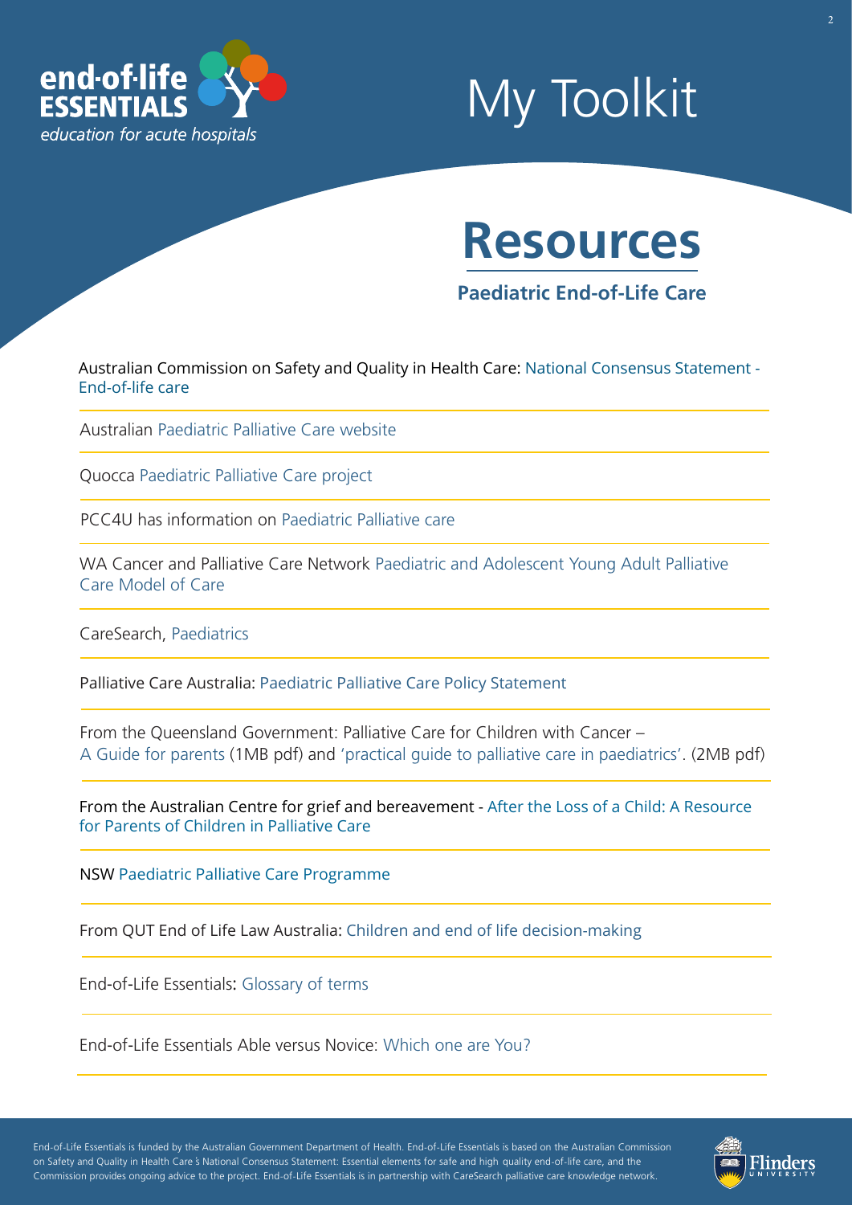end-of-life ESSENTIALS

*education for acute hospitals*

# My Toolkit

## Resources

### Paediatric End-of-Life Care

Australian Commission on Safety and Quality in Health Care: National Consensus Statement - End-of-life care

Australian Paediatric Palliative Care website

Quocca Paediatric Palliative Care project

PCC4U has information on Paediatric Palliative care

WA Cancer and Palliative Care Network Paediatric and Adolescent Young Adult Palliative Care Model of Care

CareSearch, Paediatrics

Palliative Care Australia: Paediatric Palliative Care Policy Statement

From the Queensland Government: Palliative Care for Children with Cancer – A Guide for parents (1MB pdf) and 'practical guide to palliative care in paediatrics'. (2MB pdf)

From the Australian Centre for grief and bereavement - After the Loss of a Child: A Resource for Parents of Children in Palliative Care

NSW Paediatric Palliative Care Programme

From QUT End of Life Law Australia: Children and end of life decision-making

End-of-Life Essentials: Glossary of terms

End-of-Life Essentials Able versus Novice: Which one are You?

End-of-Life Essentials is funded by the Australian Government Department of Health. End-of-Life Essentials is based on the Australian Commission on Safety and Quality in Health Care's National Consensus Statement: Essential elements for safe and high quality end-of-life care, and the Commission provides ongoing advice to the project. End-of-Life Essentials is in partnership with CareSearch palliative care knowledge network.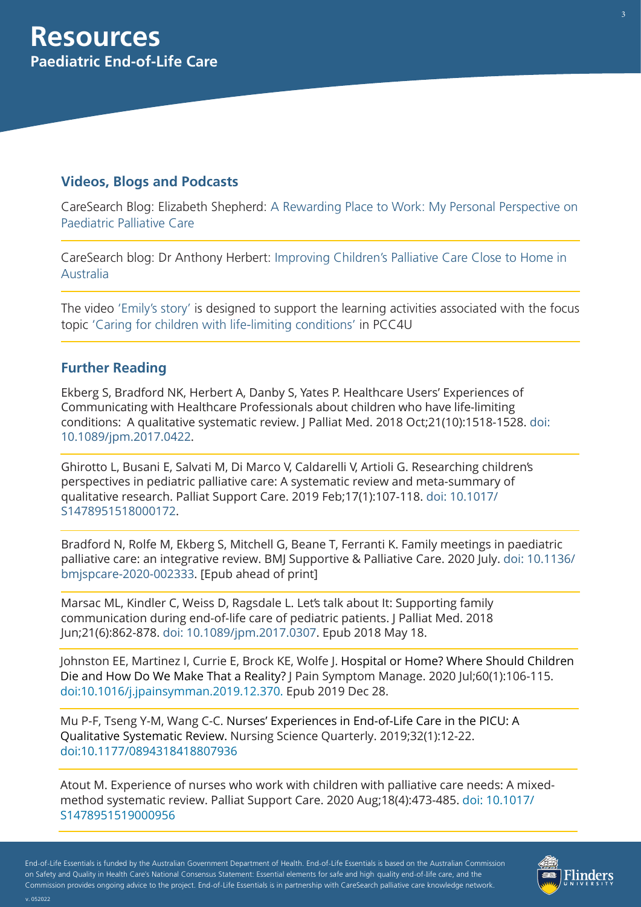# Resources

## Paediatric End-of-Life Care

### Videos, Blogs and Podcasts

CareSearch Blog: Elizabeth Shepherd: A Rewarding Place to Work: My Personal Perspective on Paediatric Palliative Care

CareSearch blog: Dr Anthony Herbert: Improving Children's Palliative Care Close to Home in Australia

The video 'Emily's story' is designed to support the learning activities associated with the focus topic 'Caring for children with life-limiting conditions' in PCC4U

### Further Reading

Ekberg S, Bradford NK, Herbert A, Danby S, Yates P. Healthcare Users' Experiences of Communicating with Healthcare Professionals about children who have life-limiting conditions: A qualitative systematic review. J Palliat Med. 2018 Oct;21(10):1518-1528. doi: 10.1089/jpm.2017.0422.

Ghirotto L, Busani E, Salvati M, Di Marco V, Caldarelli V, Artioli G. Researching children's perspectives in pediatric palliative care: A systematic review and meta-summary of qualitative research. Palliat Support Care. 2019 Feb;17(1):107-118. doi: 10.1017/S1478951518000172.

Bradford N, Rolfe M, Ekberg S, Mitchell G, Beane T, Ferranti K. Family meetings in paediatric palliative care: an integrative review. BMJ Supportive & Palliative Care. 2020 July. doi: 10.1136/bmjspcare-2020-002333. [Epub ahead of print]

Marsac ML, Kindler C, Weiss D, Ragsdale L. Let's talk about It: Supporting family communication during end-of-life care of pediatric patients. J Palliat Med. 2018 Jun;21(6):862-878. doi: 10.1089/jpm.2017.0307. Epub 2018 May 18.

Johnston EE, Martinez I, Currie E, Brock KE, Wolfe J. Hospital or Home? Where Should Children Die and How Do We Make That a Reality? J Pain Symptom Manage. 2020 Jul;60(1):106-115. doi:10.1016/j.jpainsymman.2019.12.370. Epub 2019 Dec 28.

Mu P-F, Tseng Y-M, Wang C-C. Nurses' Experiences in End-of-Life Care in the PICU: A Qualitative Systematic Review. Nursing Science Quarterly. 2019;32(1):12-22. doi:10.1177/0894318418807936

Atout M. Experience of nurses who work with children with palliative care needs: A mixed-method systematic review. Palliat Support Care. 2020 Aug;18(4):473-485. doi: 10.1017/S1478951519000956

End-of-Life Essentials is funded by the Australian Government Department of Health. End-of-Life Essentials is based on the Australian Commission on Safety and Quality in Health Care's National Consensus Statement: Essential elements for safe and high quality end-of-life care, and the Commission provides ongoing advice to the project. End-of-Life Essentials is in partnership with CareSearch palliative care knowledge network.

v. 052022